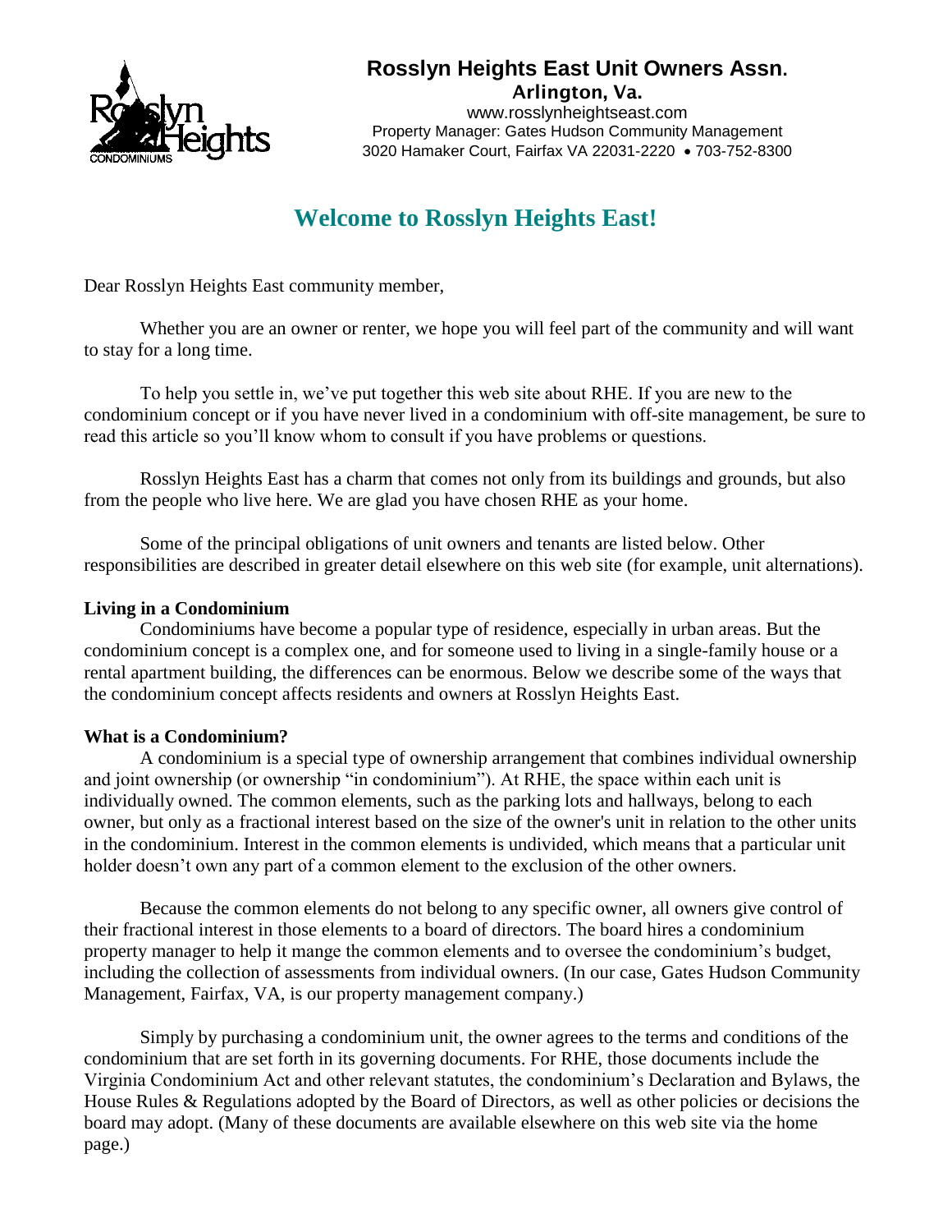**Rosslyn Heights East Unit Owners Assn.**
**Arlington, Va.**
www.rosslynheightseast.com
Property Manager: Gates Hudson Community Management
3020 Hamaker Court, Fairfax VA 22031-2220 • 703-752-8300

# Welcome to Rosslyn Heights East!

Dear Rosslyn Heights East community member,

Whether you are an owner or renter, we hope you will feel part of the community and will want to stay for a long time.

To help you settle in, we've put together this web site about RHE. If you are new to the condominium concept or if you have never lived in a condominium with off-site management, be sure to read this article so you'll know whom to consult if you have problems or questions.

Rosslyn Heights East has a charm that comes not only from its buildings and grounds, but also from the people who live here. We are glad you have chosen RHE as your home.

Some of the principal obligations of unit owners and tenants are listed below. Other responsibilities are described in greater detail elsewhere on this web site (for example, unit alternations).

**Living in a Condominium**

Condominiums have become a popular type of residence, especially in urban areas. But the condominium concept is a complex one, and for someone used to living in a single-family house or a rental apartment building, the differences can be enormous. Below we describe some of the ways that the condominium concept affects residents and owners at Rosslyn Heights East.

**What is a Condominium?**

A condominium is a special type of ownership arrangement that combines individual ownership and joint ownership (or ownership "in condominium"). At RHE, the space within each unit is individually owned. The common elements, such as the parking lots and hallways, belong to each owner, but only as a fractional interest based on the size of the owner's unit in relation to the other units in the condominium. Interest in the common elements is undivided, which means that a particular unit holder doesn't own any part of a common element to the exclusion of the other owners.

Because the common elements do not belong to any specific owner, all owners give control of their fractional interest in those elements to a board of directors. The board hires a condominium property manager to help it mange the common elements and to oversee the condominium's budget, including the collection of assessments from individual owners. (In our case, Gates Hudson Community Management, Fairfax, VA, is our property management company.)

Simply by purchasing a condominium unit, the owner agrees to the terms and conditions of the condominium that are set forth in its governing documents. For RHE, those documents include the Virginia Condominium Act and other relevant statutes, the condominium's Declaration and Bylaws, the House Rules & Regulations adopted by the Board of Directors, as well as other policies or decisions the board may adopt. (Many of these documents are available elsewhere on this web site via the home page.)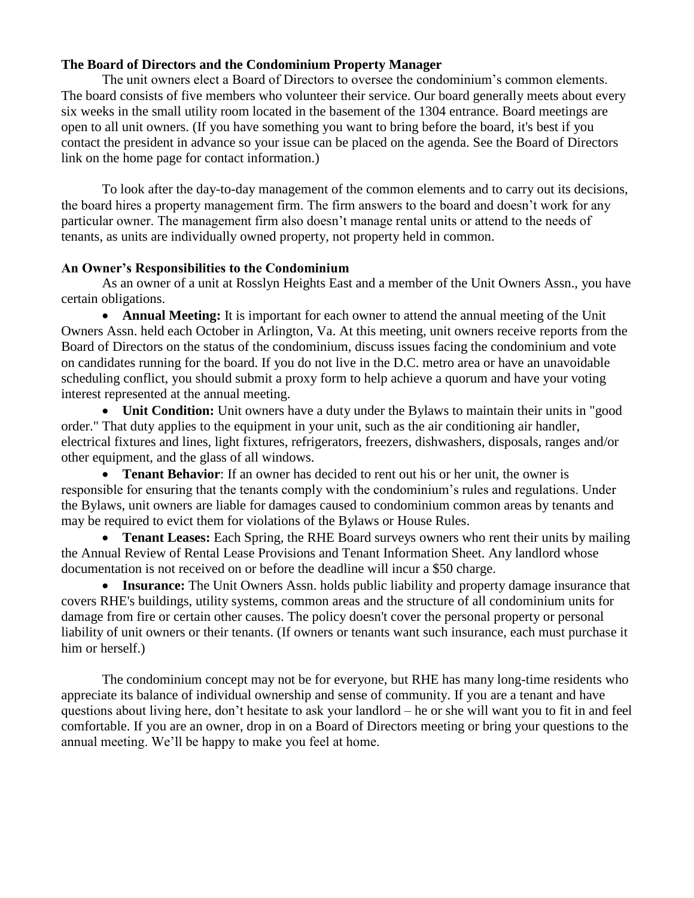**The Board of Directors and the Condominium Property Manager**

The unit owners elect a Board of Directors to oversee the condominium's common elements. The board consists of five members who volunteer their service. Our board generally meets about every six weeks in the small utility room located in the basement of the 1304 entrance. Board meetings are open to all unit owners. (If you have something you want to bring before the board, it's best if you contact the president in advance so your issue can be placed on the agenda. See the Board of Directors link on the home page for contact information.)

To look after the day-to-day management of the common elements and to carry out its decisions, the board hires a property management firm. The firm answers to the board and doesn't work for any particular owner. The management firm also doesn't manage rental units or attend to the needs of tenants, as units are individually owned property, not property held in common.

**An Owner's Responsibilities to the Condominium**

As an owner of a unit at Rosslyn Heights East and a member of the Unit Owners Assn., you have certain obligations.

- **Annual Meeting:** It is important for each owner to attend the annual meeting of the Unit Owners Assn. held each October in Arlington, Va. At this meeting, unit owners receive reports from the Board of Directors on the status of the condominium, discuss issues facing the condominium and vote on candidates running for the board. If you do not live in the D.C. metro area or have an unavoidable scheduling conflict, you should submit a proxy form to help achieve a quorum and have your voting interest represented at the annual meeting.
- **Unit Condition:** Unit owners have a duty under the Bylaws to maintain their units in "good order." That duty applies to the equipment in your unit, such as the air conditioning air handler, electrical fixtures and lines, light fixtures, refrigerators, freezers, dishwashers, disposals, ranges and/or other equipment, and the glass of all windows.
- **Tenant Behavior**: If an owner has decided to rent out his or her unit, the owner is responsible for ensuring that the tenants comply with the condominium's rules and regulations. Under the Bylaws, unit owners are liable for damages caused to condominium common areas by tenants and may be required to evict them for violations of the Bylaws or House Rules.
- **Tenant Leases:** Each Spring, the RHE Board surveys owners who rent their units by mailing the Annual Review of Rental Lease Provisions and Tenant Information Sheet. Any landlord whose documentation is not received on or before the deadline will incur a $50 charge.
- **Insurance:** The Unit Owners Assn. holds public liability and property damage insurance that covers RHE's buildings, utility systems, common areas and the structure of all condominium units for damage from fire or certain other causes. The policy doesn't cover the personal property or personal liability of unit owners or their tenants. (If owners or tenants want such insurance, each must purchase it him or herself.)

The condominium concept may not be for everyone, but RHE has many long-time residents who appreciate its balance of individual ownership and sense of community. If you are a tenant and have questions about living here, don't hesitate to ask your landlord – he or she will want you to fit in and feel comfortable. If you are an owner, drop in on a Board of Directors meeting or bring your questions to the annual meeting. We'll be happy to make you feel at home.